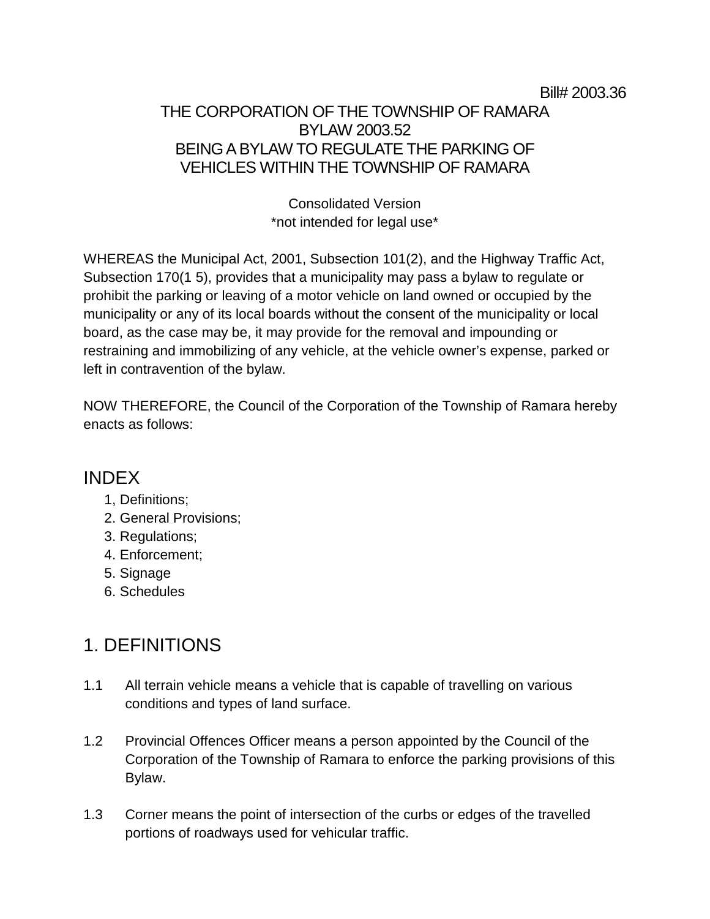Bill# 2003.36

THE CORPORATION OF THE TOWNSHIP OF RAMARA
BYLAW 2003.52
BEING A BYLAW TO REGULATE THE PARKING OF
VEHICLES WITHIN THE TOWNSHIP OF RAMARA

Consolidated Version
*not intended for legal use*

WHEREAS the Municipal Act, 2001, Subsection 101(2), and the Highway Traffic Act, Subsection 170(1 5), provides that a municipality may pass a bylaw to regulate or prohibit the parking or leaving of a motor vehicle on land owned or occupied by the municipality or any of its local boards without the consent of the municipality or local board, as the case may be, it may provide for the removal and impounding or restraining and immobilizing of any vehicle, at the vehicle owner's expense, parked or left in contravention of the bylaw.

NOW THEREFORE, the Council of the Corporation of the Township of Ramara hereby enacts as follows:

# INDEX

1, Definitions;
2. General Provisions;
3. Regulations;
4. Enforcement;
5. Signage
6. Schedules

# 1. DEFINITIONS

1.1 All terrain vehicle means a vehicle that is capable of travelling on various conditions and types of land surface.

1.2 Provincial Offences Officer means a person appointed by the Council of the Corporation of the Township of Ramara to enforce the parking provisions of this Bylaw.

1.3 Corner means the point of intersection of the curbs or edges of the travelled portions of roadways used for vehicular traffic.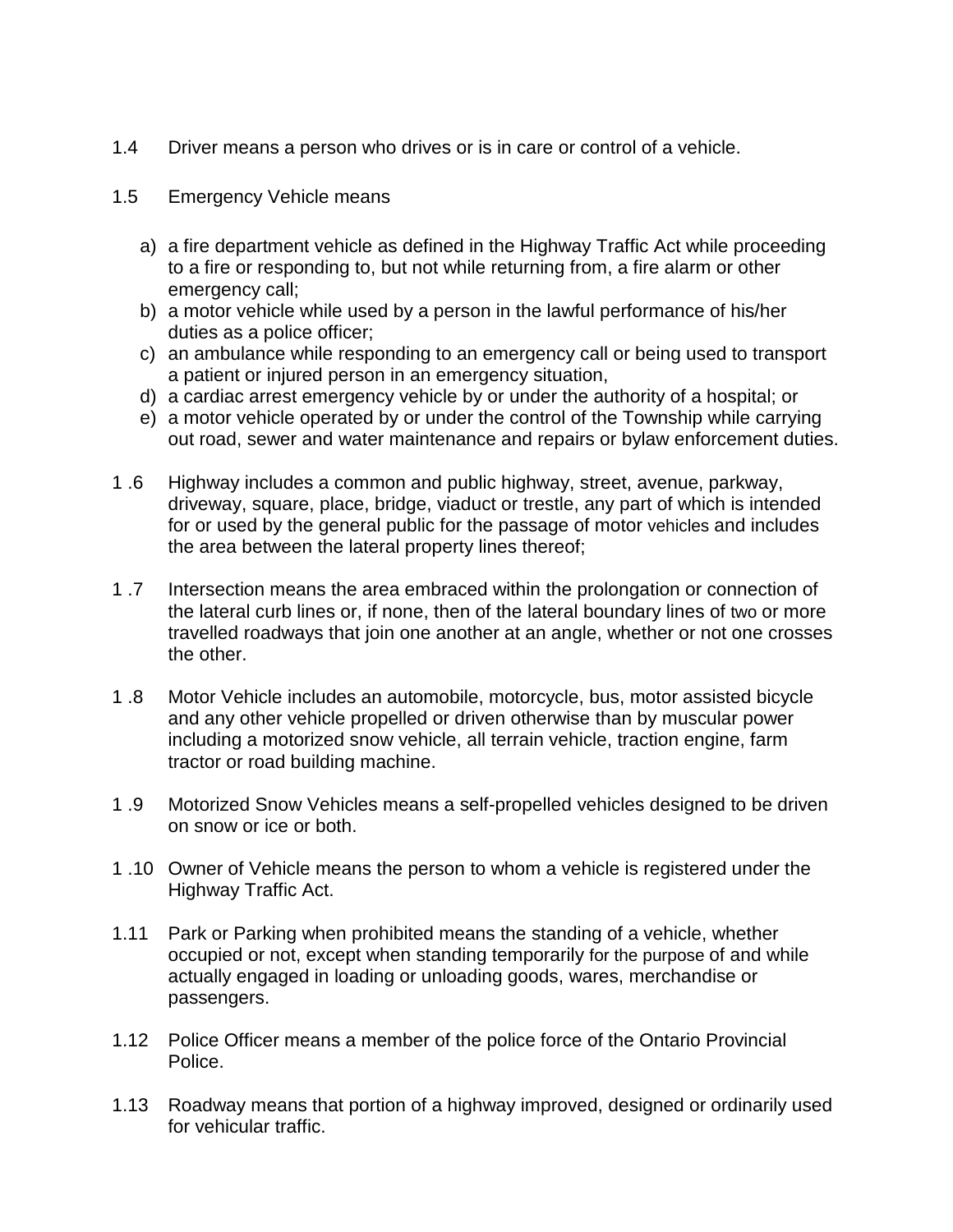1.4 Driver means a person who drives or is in care or control of a vehicle.

1.5 Emergency Vehicle means

a) a fire department vehicle as defined in the Highway Traffic Act while proceeding to a fire or responding to, but not while returning from, a fire alarm or other emergency call;
b) a motor vehicle while used by a person in the lawful performance of his/her duties as a police officer;
c) an ambulance while responding to an emergency call or being used to transport a patient or injured person in an emergency situation,
d) a cardiac arrest emergency vehicle by or under the authority of a hospital; or
e) a motor vehicle operated by or under the control of the Township while carrying out road, sewer and water maintenance and repairs or bylaw enforcement duties.

1 .6 Highway includes a common and public highway, street, avenue, parkway, driveway, square, place, bridge, viaduct or trestle, any part of which is intended for or used by the general public for the passage of motor vehicles and includes the area between the lateral property lines thereof;

1 .7 Intersection means the area embraced within the prolongation or connection of the lateral curb lines or, if none, then of the lateral boundary lines of two or more travelled roadways that join one another at an angle, whether or not one crosses the other.

1 .8 Motor Vehicle includes an automobile, motorcycle, bus, motor assisted bicycle and any other vehicle propelled or driven otherwise than by muscular power including a motorized snow vehicle, all terrain vehicle, traction engine, farm tractor or road building machine.

1 .9 Motorized Snow Vehicles means a self-propelled vehicles designed to be driven on snow or ice or both.

1 .10 Owner of Vehicle means the person to whom a vehicle is registered under the Highway Traffic Act.

1.11 Park or Parking when prohibited means the standing of a vehicle, whether occupied or not, except when standing temporarily for the purpose of and while actually engaged in loading or unloading goods, wares, merchandise or passengers.

1.12 Police Officer means a member of the police force of the Ontario Provincial Police.

1.13 Roadway means that portion of a highway improved, designed or ordinarily used for vehicular traffic.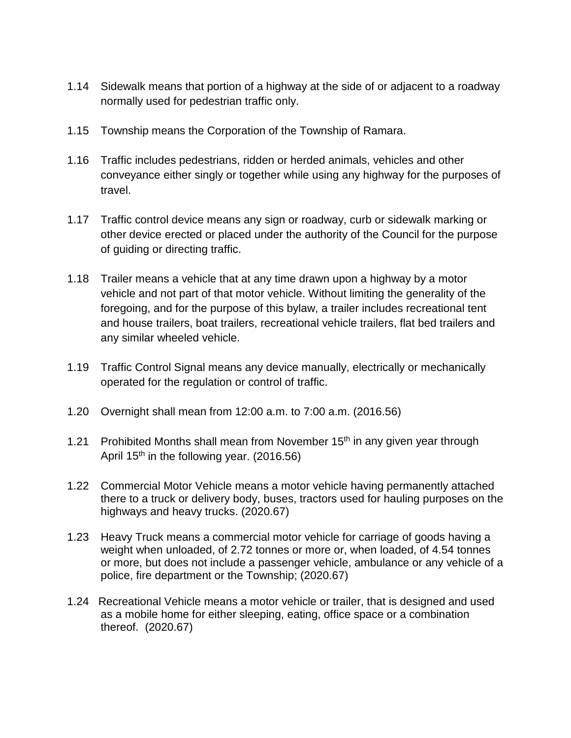1.14 Sidewalk means that portion of a highway at the side of or adjacent to a roadway normally used for pedestrian traffic only.

1.15 Township means the Corporation of the Township of Ramara.

1.16 Traffic includes pedestrians, ridden or herded animals, vehicles and other conveyance either singly or together while using any highway for the purposes of travel.

1.17 Traffic control device means any sign or roadway, curb or sidewalk marking or other device erected or placed under the authority of the Council for the purpose of guiding or directing traffic.

1.18 Trailer means a vehicle that at any time drawn upon a highway by a motor vehicle and not part of that motor vehicle. Without limiting the generality of the foregoing, and for the purpose of this bylaw, a trailer includes recreational tent and house trailers, boat trailers, recreational vehicle trailers, flat bed trailers and any similar wheeled vehicle.

1.19 Traffic Control Signal means any device manually, electrically or mechanically operated for the regulation or control of traffic.

1.20 Overnight shall mean from 12:00 a.m. to 7:00 a.m. (2016.56)

1.21 Prohibited Months shall mean from November 15th in any given year through April 15th in the following year. (2016.56)

1.22 Commercial Motor Vehicle means a motor vehicle having permanently attached there to a truck or delivery body, buses, tractors used for hauling purposes on the highways and heavy trucks. (2020.67)

1.23 Heavy Truck means a commercial motor vehicle for carriage of goods having a weight when unloaded, of 2.72 tonnes or more or, when loaded, of 4.54 tonnes or more, but does not include a passenger vehicle, ambulance or any vehicle of a police, fire department or the Township; (2020.67)

1.24 Recreational Vehicle means a motor vehicle or trailer, that is designed and used as a mobile home for either sleeping, eating, office space or a combination thereof. (2020.67)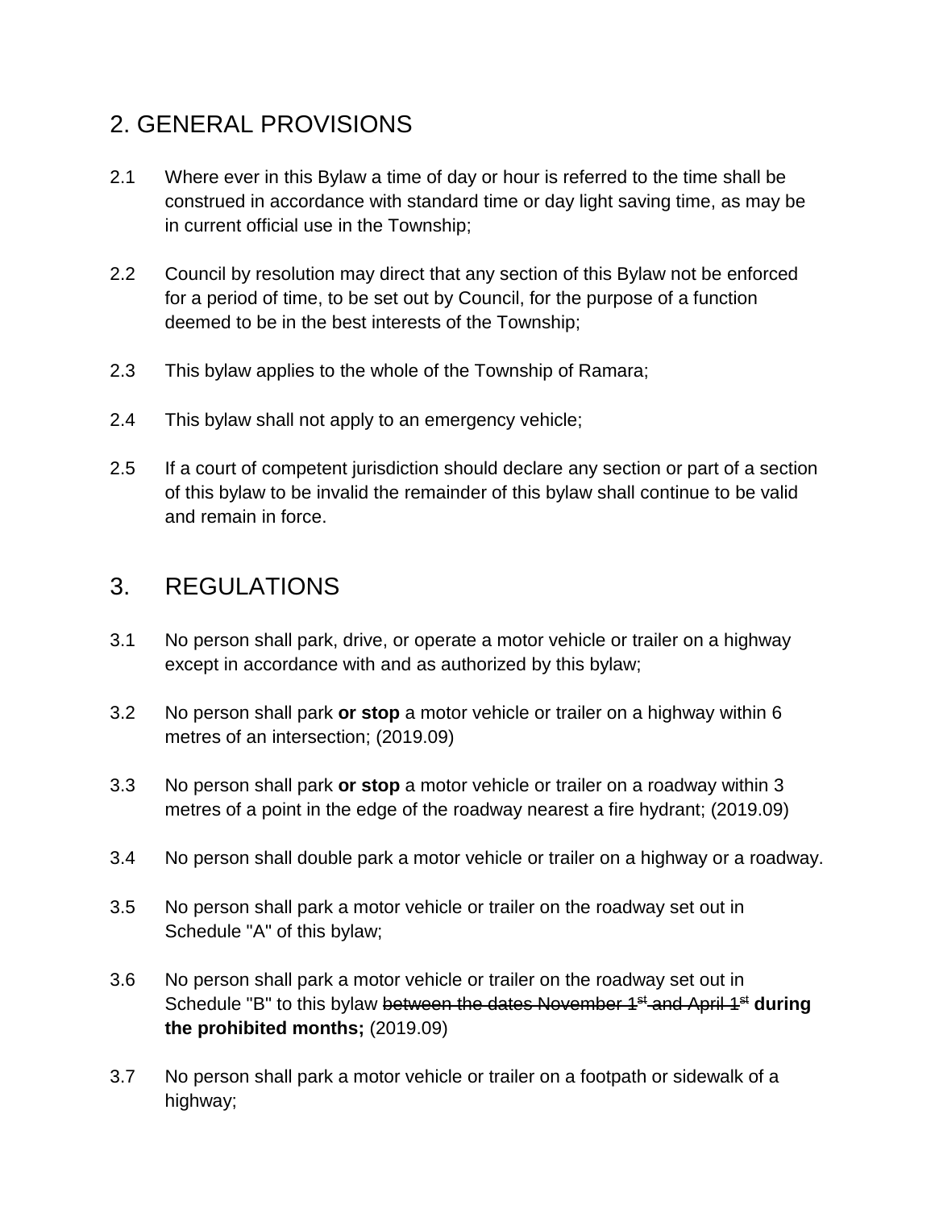## 2. GENERAL PROVISIONS

2.1 Where ever in this Bylaw a time of day or hour is referred to the time shall be construed in accordance with standard time or day light saving time, as may be in current official use in the Township;

2.2 Council by resolution may direct that any section of this Bylaw not be enforced for a period of time, to be set out by Council, for the purpose of a function deemed to be in the best interests of the Township;

2.3 This bylaw applies to the whole of the Township of Ramara;

2.4 This bylaw shall not apply to an emergency vehicle;

2.5 If a court of competent jurisdiction should declare any section or part of a section of this bylaw to be invalid the remainder of this bylaw shall continue to be valid and remain in force.

## 3. REGULATIONS

3.1 No person shall park, drive, or operate a motor vehicle or trailer on a highway except in accordance with and as authorized by this bylaw;

3.2 No person shall park **or stop** a motor vehicle or trailer on a highway within 6 metres of an intersection; (2019.09)

3.3 No person shall park **or stop** a motor vehicle or trailer on a roadway within 3 metres of a point in the edge of the roadway nearest a fire hydrant; (2019.09)

3.4 No person shall double park a motor vehicle or trailer on a highway or a roadway.

3.5 No person shall park a motor vehicle or trailer on the roadway set out in Schedule "A" of this bylaw;

3.6 No person shall park a motor vehicle or trailer on the roadway set out in Schedule "B" to this bylaw ~~between the dates November 1st and April 1st~~ **during the prohibited months;** (2019.09)

3.7 No person shall park a motor vehicle or trailer on a footpath or sidewalk of a highway;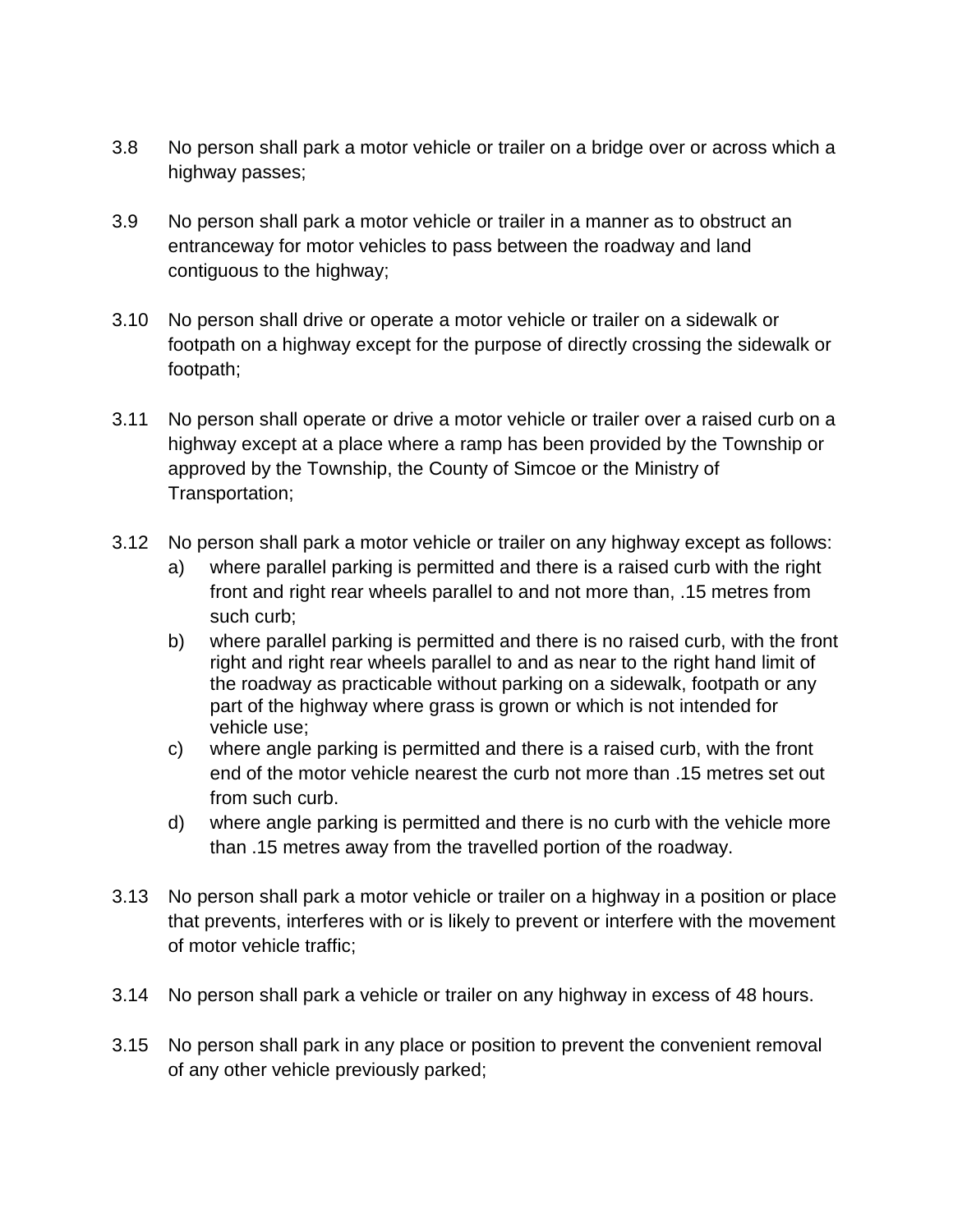3.8 No person shall park a motor vehicle or trailer on a bridge over or across which a highway passes;

3.9 No person shall park a motor vehicle or trailer in a manner as to obstruct an entranceway for motor vehicles to pass between the roadway and land contiguous to the highway;

3.10 No person shall drive or operate a motor vehicle or trailer on a sidewalk or footpath on a highway except for the purpose of directly crossing the sidewalk or footpath;

3.11 No person shall operate or drive a motor vehicle or trailer over a raised curb on a highway except at a place where a ramp has been provided by the Township or approved by the Township, the County of Simcoe or the Ministry of Transportation;

3.12 No person shall park a motor vehicle or trailer on any highway except as follows:

a) where parallel parking is permitted and there is a raised curb with the right front and right rear wheels parallel to and not more than, .15 metres from such curb;

b) where parallel parking is permitted and there is no raised curb, with the front right and right rear wheels parallel to and as near to the right hand limit of the roadway as practicable without parking on a sidewalk, footpath or any part of the highway where grass is grown or which is not intended for vehicle use;

c) where angle parking is permitted and there is a raised curb, with the front end of the motor vehicle nearest the curb not more than .15 metres set out from such curb.

d) where angle parking is permitted and there is no curb with the vehicle more than .15 metres away from the travelled portion of the roadway.

3.13 No person shall park a motor vehicle or trailer on a highway in a position or place that prevents, interferes with or is likely to prevent or interfere with the movement of motor vehicle traffic;

3.14 No person shall park a vehicle or trailer on any highway in excess of 48 hours.

3.15 No person shall park in any place or position to prevent the convenient removal of any other vehicle previously parked;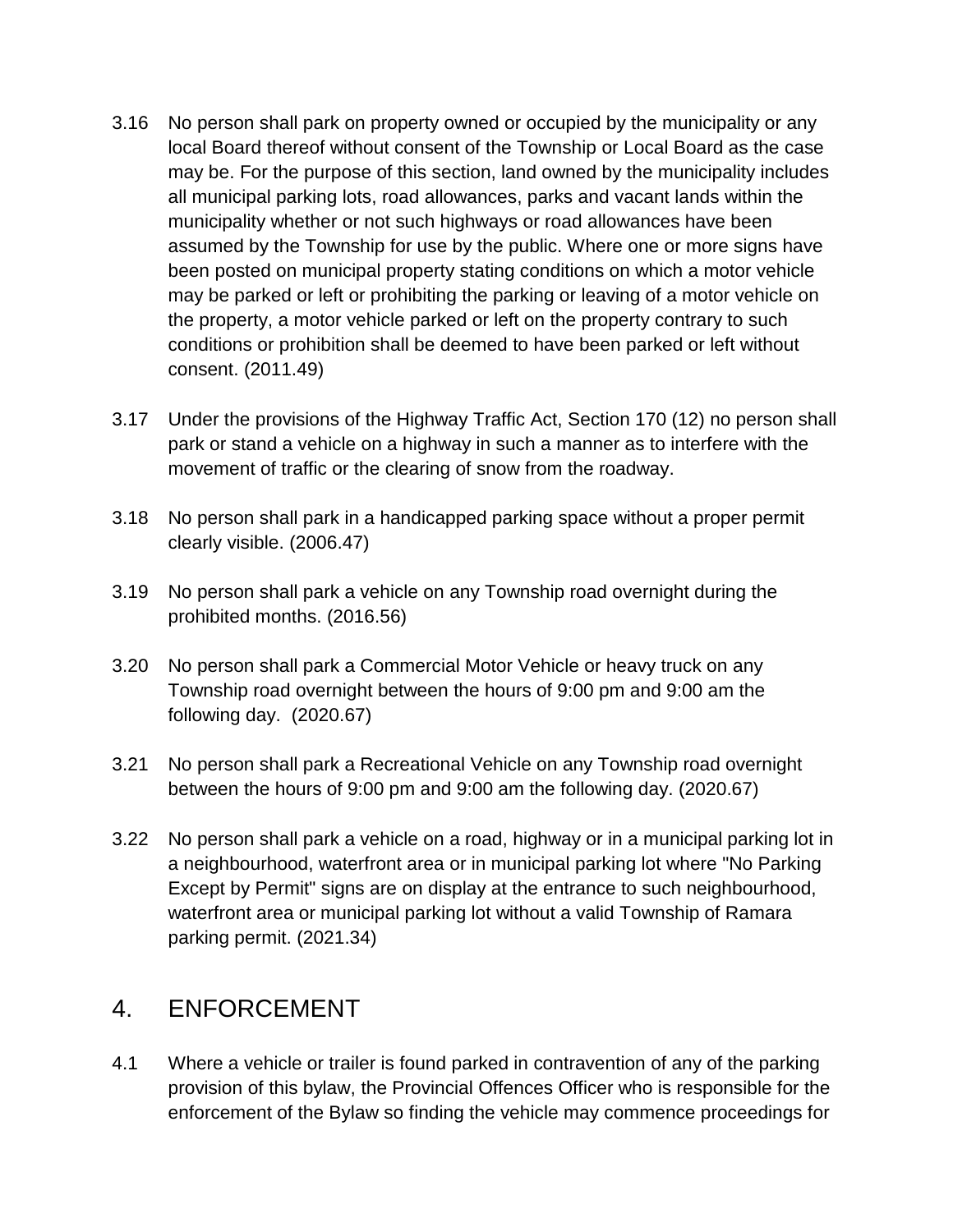3.16 No person shall park on property owned or occupied by the municipality or any local Board thereof without consent of the Township or Local Board as the case may be. For the purpose of this section, land owned by the municipality includes all municipal parking lots, road allowances, parks and vacant lands within the municipality whether or not such highways or road allowances have been assumed by the Township for use by the public. Where one or more signs have been posted on municipal property stating conditions on which a motor vehicle may be parked or left or prohibiting the parking or leaving of a motor vehicle on the property, a motor vehicle parked or left on the property contrary to such conditions or prohibition shall be deemed to have been parked or left without consent. (2011.49)

3.17 Under the provisions of the Highway Traffic Act, Section 170 (12) no person shall park or stand a vehicle on a highway in such a manner as to interfere with the movement of traffic or the clearing of snow from the roadway.

3.18 No person shall park in a handicapped parking space without a proper permit clearly visible. (2006.47)

3.19 No person shall park a vehicle on any Township road overnight during the prohibited months. (2016.56)

3.20 No person shall park a Commercial Motor Vehicle or heavy truck on any Township road overnight between the hours of 9:00 pm and 9:00 am the following day. (2020.67)

3.21 No person shall park a Recreational Vehicle on any Township road overnight between the hours of 9:00 pm and 9:00 am the following day. (2020.67)

3.22 No person shall park a vehicle on a road, highway or in a municipal parking lot in a neighbourhood, waterfront area or in municipal parking lot where "No Parking Except by Permit" signs are on display at the entrance to such neighbourhood, waterfront area or municipal parking lot without a valid Township of Ramara parking permit. (2021.34)

## 4. ENFORCEMENT

4.1 Where a vehicle or trailer is found parked in contravention of any of the parking provision of this bylaw, the Provincial Offences Officer who is responsible for the enforcement of the Bylaw so finding the vehicle may commence proceedings for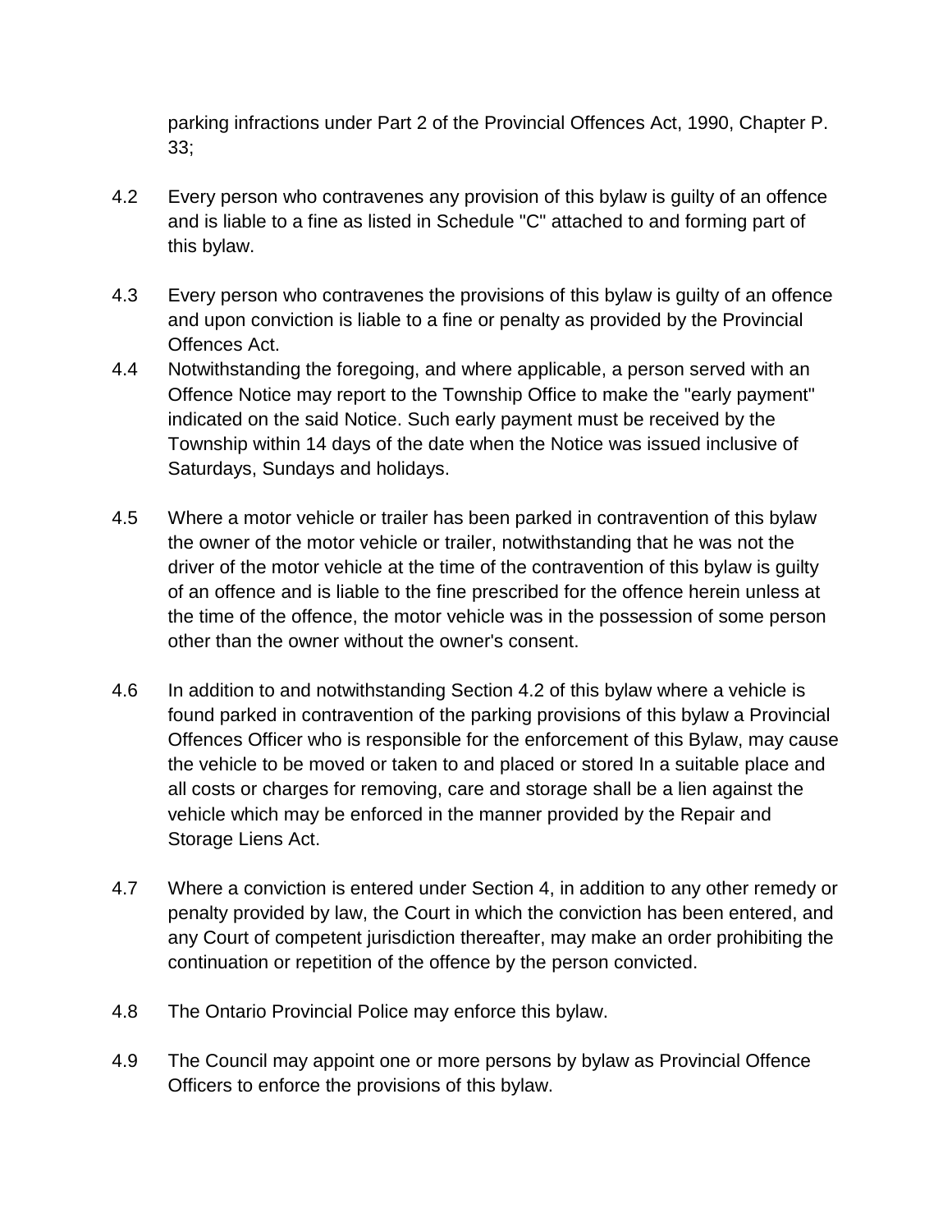parking infractions under Part 2 of the Provincial Offences Act, 1990, Chapter P. 33;

4.2 Every person who contravenes any provision of this bylaw is guilty of an offence and is liable to a fine as listed in Schedule "C" attached to and forming part of this bylaw.

4.3 Every person who contravenes the provisions of this bylaw is guilty of an offence and upon conviction is liable to a fine or penalty as provided by the Provincial Offences Act.

4.4 Notwithstanding the foregoing, and where applicable, a person served with an Offence Notice may report to the Township Office to make the "early payment" indicated on the said Notice. Such early payment must be received by the Township within 14 days of the date when the Notice was issued inclusive of Saturdays, Sundays and holidays.

4.5 Where a motor vehicle or trailer has been parked in contravention of this bylaw the owner of the motor vehicle or trailer, notwithstanding that he was not the driver of the motor vehicle at the time of the contravention of this bylaw is guilty of an offence and is liable to the fine prescribed for the offence herein unless at the time of the offence, the motor vehicle was in the possession of some person other than the owner without the owner's consent.

4.6 In addition to and notwithstanding Section 4.2 of this bylaw where a vehicle is found parked in contravention of the parking provisions of this bylaw a Provincial Offences Officer who is responsible for the enforcement of this Bylaw, may cause the vehicle to be moved or taken to and placed or stored In a suitable place and all costs or charges for removing, care and storage shall be a lien against the vehicle which may be enforced in the manner provided by the Repair and Storage Liens Act.

4.7 Where a conviction is entered under Section 4, in addition to any other remedy or penalty provided by law, the Court in which the conviction has been entered, and any Court of competent jurisdiction thereafter, may make an order prohibiting the continuation or repetition of the offence by the person convicted.

4.8 The Ontario Provincial Police may enforce this bylaw.

4.9 The Council may appoint one or more persons by bylaw as Provincial Offence Officers to enforce the provisions of this bylaw.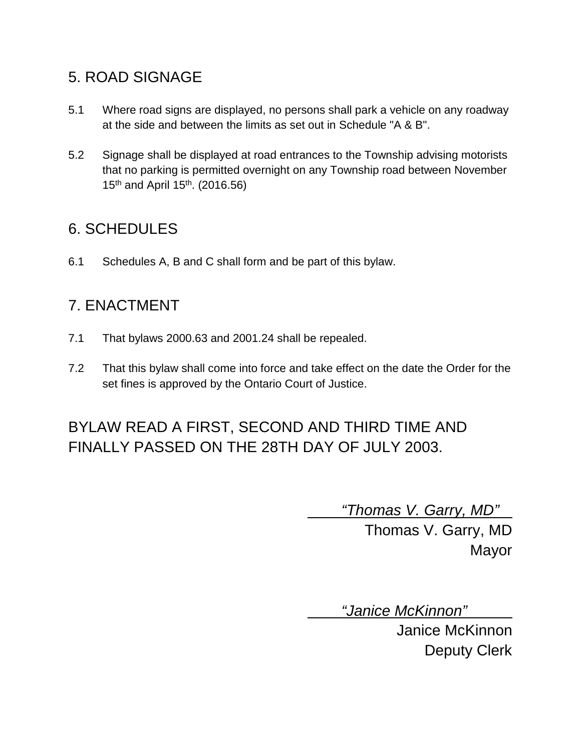## 5. ROAD SIGNAGE

5.1 Where road signs are displayed, no persons shall park a vehicle on any roadway at the side and between the limits as set out in Schedule "A & B".

5.2 Signage shall be displayed at road entrances to the Township advising motorists that no parking is permitted overnight on any Township road between November 15th and April 15th. (2016.56)

## 6. SCHEDULES

6.1 Schedules A, B and C shall form and be part of this bylaw.

## 7. ENACTMENT

7.1 That bylaws 2000.63 and 2001.24 shall be repealed.

7.2 That this bylaw shall come into force and take effect on the date the Order for the set fines is approved by the Ontario Court of Justice.

BYLAW READ A FIRST, SECOND AND THIRD TIME AND FINALLY PASSED ON THE 28TH DAY OF JULY 2003.

*"Thomas V. Garry, MD"*
Thomas V. Garry, MD
Mayor

*"Janice McKinnon"*
Janice McKinnon
Deputy Clerk